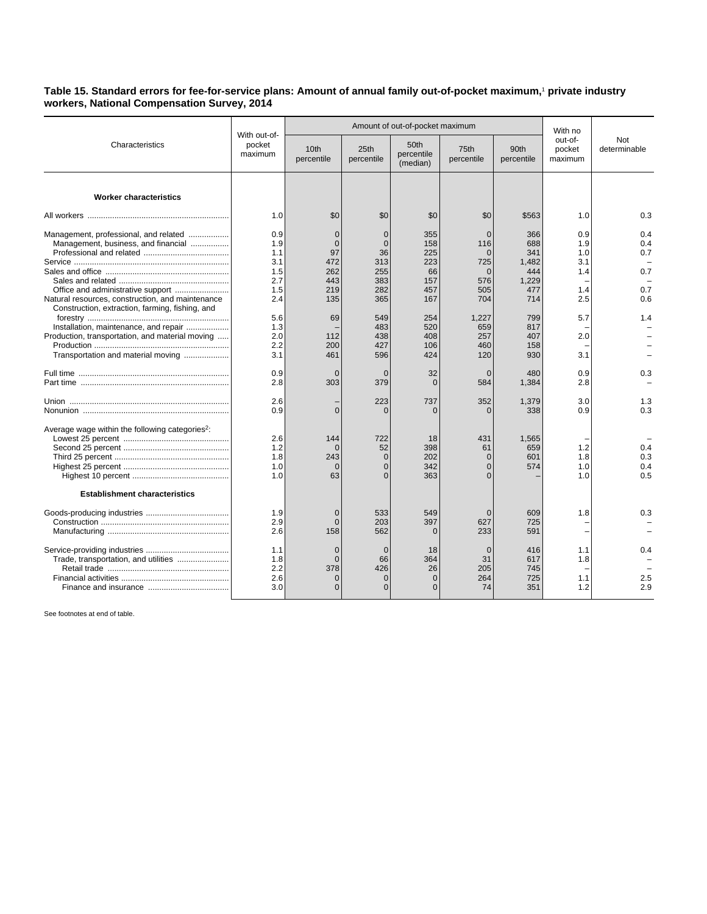**Table 15. Standard errors for fee-for-service plans: Amount of annual family out-of-pocket maximum,[1] private industry workers, National Compensation Survey, 2014**

| Characteristics | With out-of-pocket maximum | Amount of out-of-pocket maximum | | | | | With no out-of-pocket maximum | Not determinable |
|---|---|---|---|---|---|---|---|---|
| | | 10th percentile | 25th percentile | 50th percentile (median) | 75th percentile | 90th percentile | | |
| **Worker characteristics** | | | | | | | | |
| All workers | 1.0 | $0 | $0 | $0 | $0 | $563 | 1.0 | 0.3 |
| Management, professional, and related | 0.9 | 0 | 0 | 355 | 0 | 366 | 0.9 | 0.4 |
| Management, business, and financial | 1.9 | 0 | 0 | 158 | 116 | 688 | 1.9 | 0.4 |
| Professional and related | 1.1 | 97 | 36 | 225 | 0 | 341 | 1.0 | 0.7 |
| Service | 3.1 | 472 | 313 | 223 | 725 | 1,482 | 3.1 | – |
| Sales and office | 1.5 | 262 | 255 | 66 | 0 | 444 | 1.4 | 0.7 |
| Sales and related | 2.7 | 443 | 383 | 157 | 576 | 1,229 | – | – |
| Office and administrative support | 1.5 | 219 | 282 | 457 | 505 | 477 | 1.4 | 0.7 |
| Natural resources, construction, and maintenance | 2.4 | 135 | 365 | 167 | 704 | 714 | 2.5 | 0.6 |
| Construction, extraction, farming, fishing, and forestry | 5.6 | 69 | 549 | 254 | 1,227 | 799 | 5.7 | 1.4 |
| Installation, maintenance, and repair | 1.3 | – | 483 | 520 | 659 | 817 | – | – |
| Production, transportation, and material moving | 2.0 | 112 | 438 | 408 | 257 | 407 | 2.0 | – |
| Production | 2.2 | 200 | 427 | 106 | 460 | 158 | – | – |
| Transportation and material moving | 3.1 | 461 | 596 | 424 | 120 | 930 | 3.1 | – |
| Full time | 0.9 | 0 | 0 | 32 | 0 | 480 | 0.9 | 0.3 |
| Part time | 2.8 | 303 | 379 | 0 | 584 | 1,384 | 2.8 | – |
| Union | 2.6 | – | 223 | 737 | 352 | 1,379 | 3.0 | 1.3 |
| Nonunion | 0.9 | 0 | 0 | 0 | 0 | 338 | 0.9 | 0.3 |
| Average wage within the following categories[2]: | | | | | | | | |
| Lowest 25 percent | 2.6 | 144 | 722 | 18 | 431 | 1,565 | – | – |
| Second 25 percent | 1.2 | 0 | 52 | 398 | 61 | 659 | 1.2 | 0.4 |
| Third 25 percent | 1.8 | 243 | 0 | 202 | 0 | 601 | 1.8 | 0.3 |
| Highest 25 percent | 1.0 | 0 | 0 | 342 | 0 | 574 | 1.0 | 0.4 |
| Highest 10 percent | 1.0 | 63 | 0 | 363 | 0 | – | 1.0 | 0.5 |
| **Establishment characteristics** | | | | | | | | |
| Goods-producing industries | 1.9 | 0 | 533 | 549 | 0 | 609 | 1.8 | 0.3 |
| Construction | 2.9 | 0 | 203 | 397 | 627 | 725 | – | – |
| Manufacturing | 2.6 | 158 | 562 | 0 | 233 | 591 | – | – |
| Service-providing industries | 1.1 | 0 | 0 | 18 | 0 | 416 | 1.1 | 0.4 |
| Trade, transportation, and utilities | 1.8 | 0 | 66 | 364 | 31 | 617 | 1.8 | – |
| Retail trade | 2.2 | 378 | 426 | 26 | 205 | 745 | – | – |
| Financial activities | 2.6 | 0 | 0 | 0 | 264 | 725 | 1.1 | 2.5 |
| Finance and insurance | 3.0 | 0 | 0 | 0 | 74 | 351 | 1.2 | 2.9 |

See footnotes at end of table.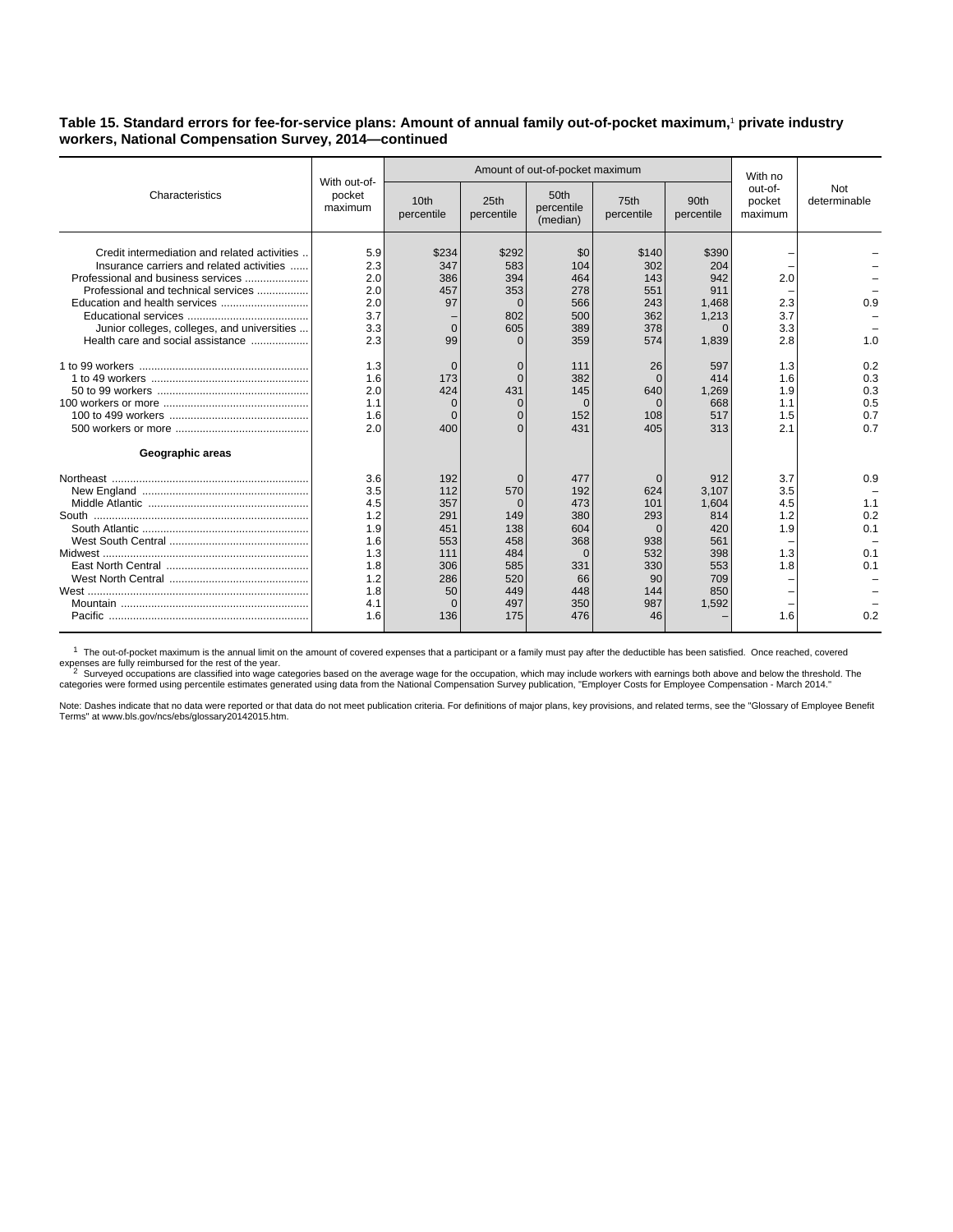**Table 15. Standard errors for fee-for-service plans: Amount of annual family out-of-pocket maximum,[1] private industry workers, National Compensation Survey, 2014—continued**

| Characteristics | With out-of-pocket maximum | Amount of out-of-pocket maximum | | | | | With no out-of-pocket maximum | Not determinable |
|---|---|---|---|---|---|---|---|---|
| | | 10th percentile | 25th percentile | 50th percentile (median) | 75th percentile | 90th percentile | | |
| Credit intermediation and related activities | 5.9 | $234 | $292 | $0 | $140 | $390 | – | – |
| Insurance carriers and related activities | 2.3 | 347 | 583 | 104 | 302 | 204 | – | – |
| Professional and business services | 2.0 | 386 | 394 | 464 | 143 | 942 | 2.0 | – |
| Professional and technical services | 2.0 | 457 | 353 | 278 | 551 | 911 | – | – |
| Education and health services | 2.0 | 97 | 0 | 566 | 243 | 1,468 | 2.3 | 0.9 |
| Educational services | 3.7 | – | 802 | 500 | 362 | 1,213 | 3.7 | – |
| Junior colleges, colleges, and universities | 3.3 | 0 | 605 | 389 | 378 | 0 | 3.3 | – |
| Health care and social assistance | 2.3 | 99 | 0 | 359 | 574 | 1,839 | 2.8 | 1.0 |
| 1 to 99 workers | 1.3 | 0 | 0 | 111 | 26 | 597 | 1.3 | 0.2 |
| 1 to 49 workers | 1.6 | 173 | 0 | 382 | 0 | 414 | 1.6 | 0.3 |
| 50 to 99 workers | 2.0 | 424 | 431 | 145 | 640 | 1,269 | 1.9 | 0.3 |
| 100 workers or more | 1.1 | 0 | 0 | 0 | 0 | 668 | 1.1 | 0.5 |
| 100 to 499 workers | 1.6 | 0 | 0 | 152 | 108 | 517 | 1.5 | 0.7 |
| 500 workers or more | 2.0 | 400 | 0 | 431 | 405 | 313 | 2.1 | 0.7 |
| **Geographic areas** | | | | | | | | |
| Northeast | 3.6 | 192 | 0 | 477 | 0 | 912 | 3.7 | 0.9 |
| New England | 3.5 | 112 | 570 | 192 | 624 | 3,107 | 3.5 | – |
| Middle Atlantic | 4.5 | 357 | 0 | 473 | 101 | 1,604 | 4.5 | 1.1 |
| South | 1.2 | 291 | 149 | 380 | 293 | 814 | 1.2 | 0.2 |
| South Atlantic | 1.9 | 451 | 138 | 604 | 0 | 420 | 1.9 | 0.1 |
| West South Central | 1.6 | 553 | 458 | 368 | 938 | 561 | – | – |
| Midwest | 1.3 | 111 | 484 | 0 | 532 | 398 | 1.3 | 0.1 |
| East North Central | 1.8 | 306 | 585 | 331 | 330 | 553 | 1.8 | 0.1 |
| West North Central | 1.2 | 286 | 520 | 66 | 90 | 709 | – | – |
| West | 1.8 | 50 | 449 | 448 | 144 | 850 | – | – |
| Mountain | 4.1 | 0 | 497 | 350 | 987 | 1,592 | – | – |
| Pacific | 1.6 | 136 | 175 | 476 | 46 | – | 1.6 | 0.2 |

[1] The out-of-pocket maximum is the annual limit on the amount of covered expenses that a participant or a family must pay after the deductible has been satisfied. Once reached, covered expenses are fully reimbursed for the rest of the year.

[2] Surveyed occupations are classified into wage categories based on the average wage for the occupation, which may include workers with earnings both above and below the threshold. The categories were formed using percentile estimates generated using data from the National Compensation Survey publication, "Employer Costs for Employee Compensation - March 2014."

Note: Dashes indicate that no data were reported or that data do not meet publication criteria. For definitions of major plans, key provisions, and related terms, see the "Glossary of Employee Benefit Terms" at www.bls.gov/ncs/ebs/glossary20142015.htm.